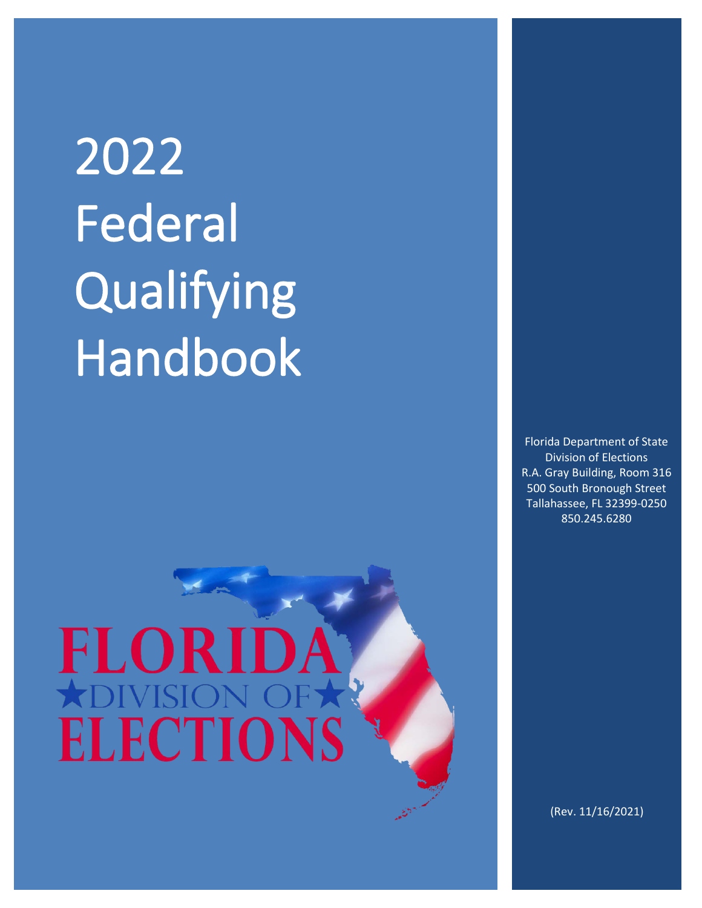# 2022 Federal Qualifying Handbook

Florida Department of State
Division of Elections
R.A. Gray Building, Room 316
500 South Bronough Street
Tallahassee, FL 32399-0250
850.245.6280

FLORIDA
★DIVISION OF★
ELECTIONS

(Rev. 11/16/2021)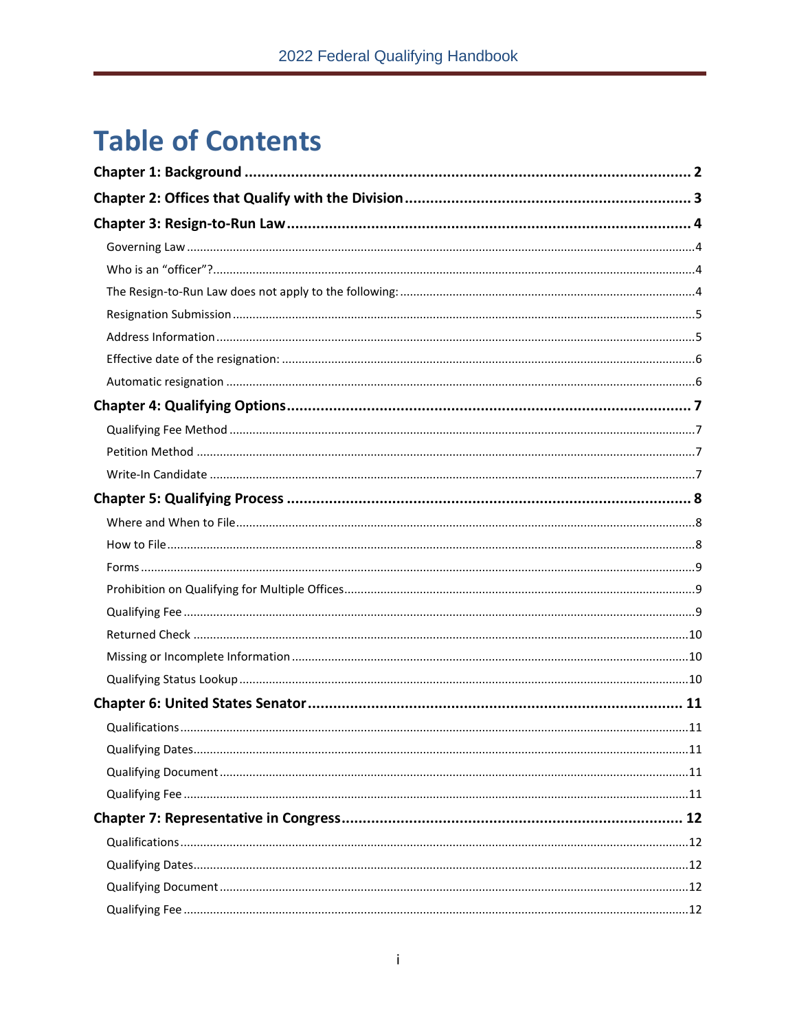# Table of Contents

**Chapter 1: Background** ..... 2

**Chapter 2: Offices that Qualify with the Division** ..... 3

**Chapter 3: Resign-to-Run Law** ..... 4

- Governing Law ..... 4
- Who is an "officer"? ..... 4
- The Resign-to-Run Law does not apply to the following: ..... 4
- Resignation Submission ..... 5
- Address Information ..... 5
- Effective date of the resignation: ..... 6
- Automatic resignation ..... 6

**Chapter 4: Qualifying Options** ..... 7

- Qualifying Fee Method ..... 7
- Petition Method ..... 7
- Write-In Candidate ..... 7

**Chapter 5: Qualifying Process** ..... 8

- Where and When to File ..... 8
- How to File ..... 8
- Forms ..... 9
- Prohibition on Qualifying for Multiple Offices ..... 9
- Qualifying Fee ..... 9
- Returned Check ..... 10
- Missing or Incomplete Information ..... 10
- Qualifying Status Lookup ..... 10

**Chapter 6: United States Senator** ..... 11

- Qualifications ..... 11
- Qualifying Dates ..... 11
- Qualifying Document ..... 11
- Qualifying Fee ..... 11

**Chapter 7: Representative in Congress** ..... 12

- Qualifications ..... 12
- Qualifying Dates ..... 12
- Qualifying Document ..... 12
- Qualifying Fee ..... 12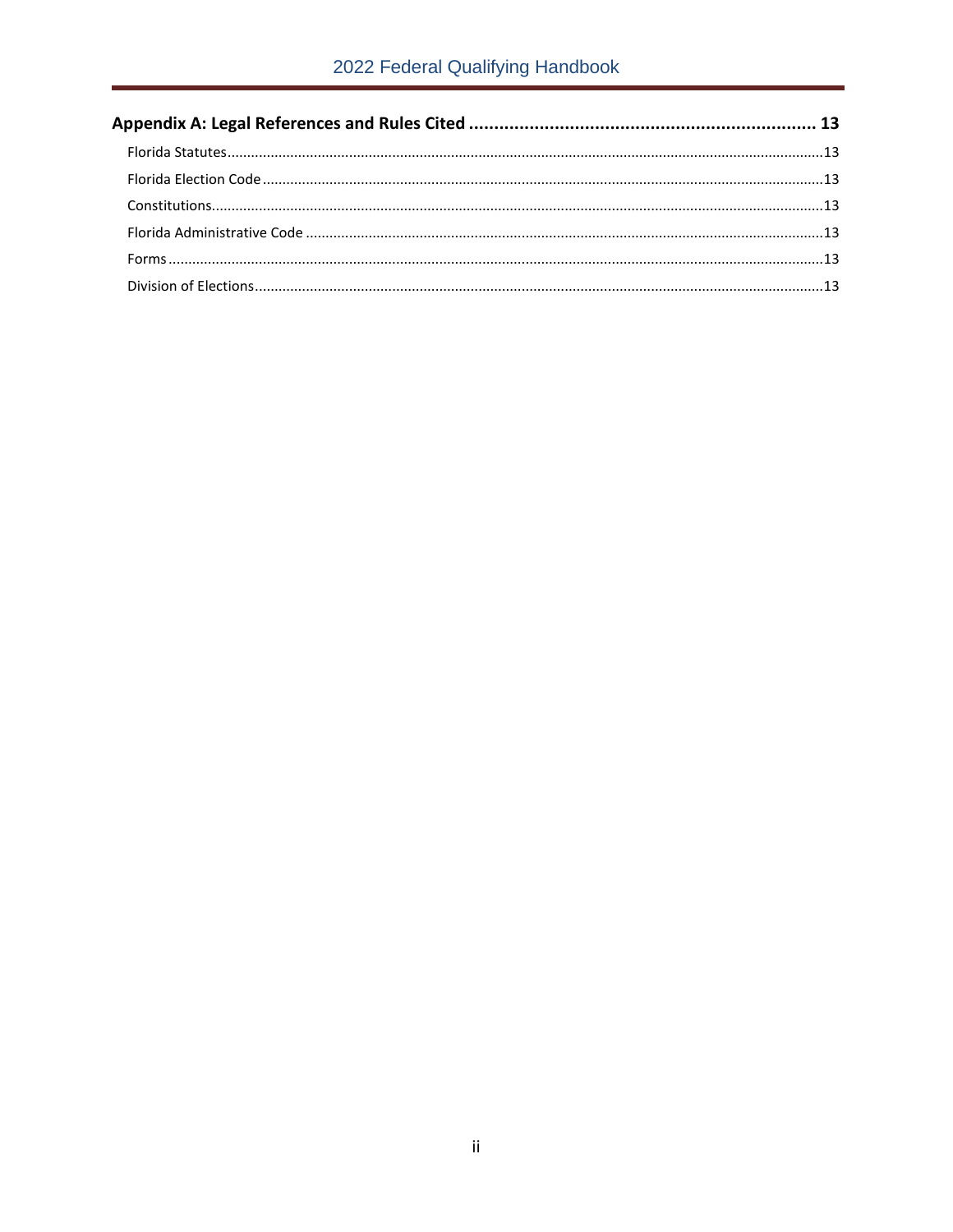**Appendix A: Legal References and Rules Cited .................................................................... 13**

Florida Statutes.......................................................................................................................................13

Florida Election Code..............................................................................................................................13

Constitutions...........................................................................................................................................13

Florida Administrative Code ...................................................................................................................13

Forms.......................................................................................................................................................13

Division of Elections.................................................................................................................................13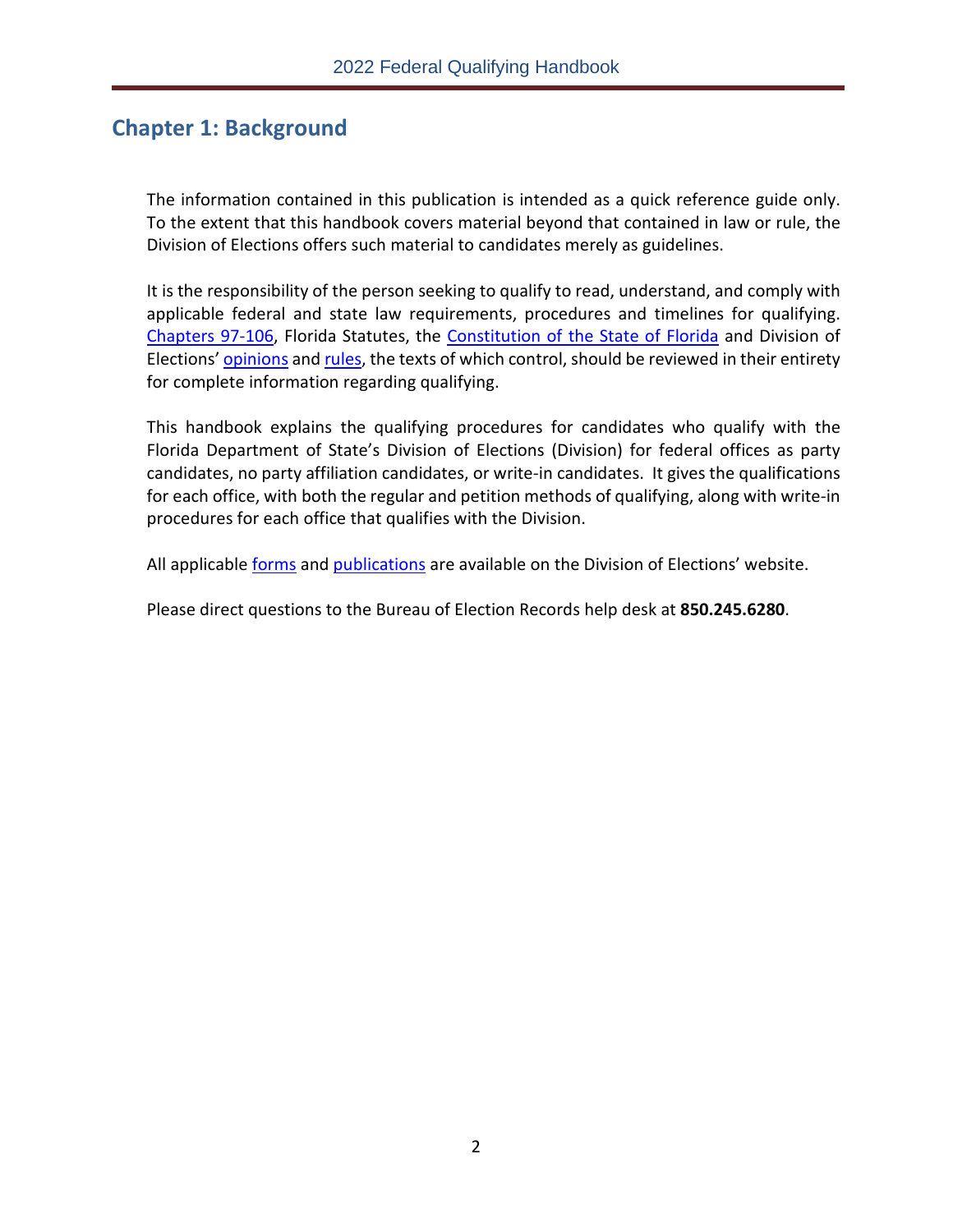## Chapter 1: Background

The information contained in this publication is intended as a quick reference guide only. To the extent that this handbook covers material beyond that contained in law or rule, the Division of Elections offers such material to candidates merely as guidelines.

It is the responsibility of the person seeking to qualify to read, understand, and comply with applicable federal and state law requirements, procedures and timelines for qualifying. Chapters 97-106, Florida Statutes, the Constitution of the State of Florida and Division of Elections' opinions and rules, the texts of which control, should be reviewed in their entirety for complete information regarding qualifying.

This handbook explains the qualifying procedures for candidates who qualify with the Florida Department of State's Division of Elections (Division) for federal offices as party candidates, no party affiliation candidates, or write-in candidates. It gives the qualifications for each office, with both the regular and petition methods of qualifying, along with write-in procedures for each office that qualifies with the Division.

All applicable forms and publications are available on the Division of Elections' website.

Please direct questions to the Bureau of Election Records help desk at **850.245.6280**.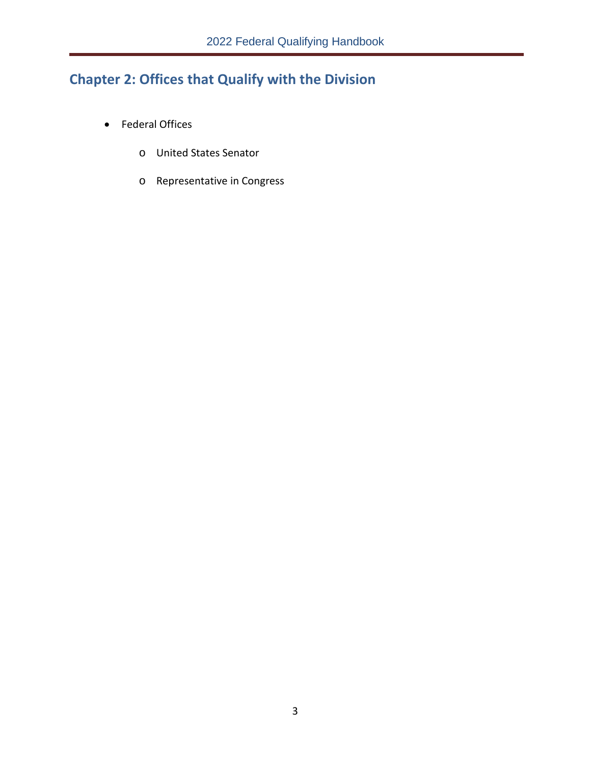## Chapter 2: Offices that Qualify with the Division

- Federal Offices
    - United States Senator
    - Representative in Congress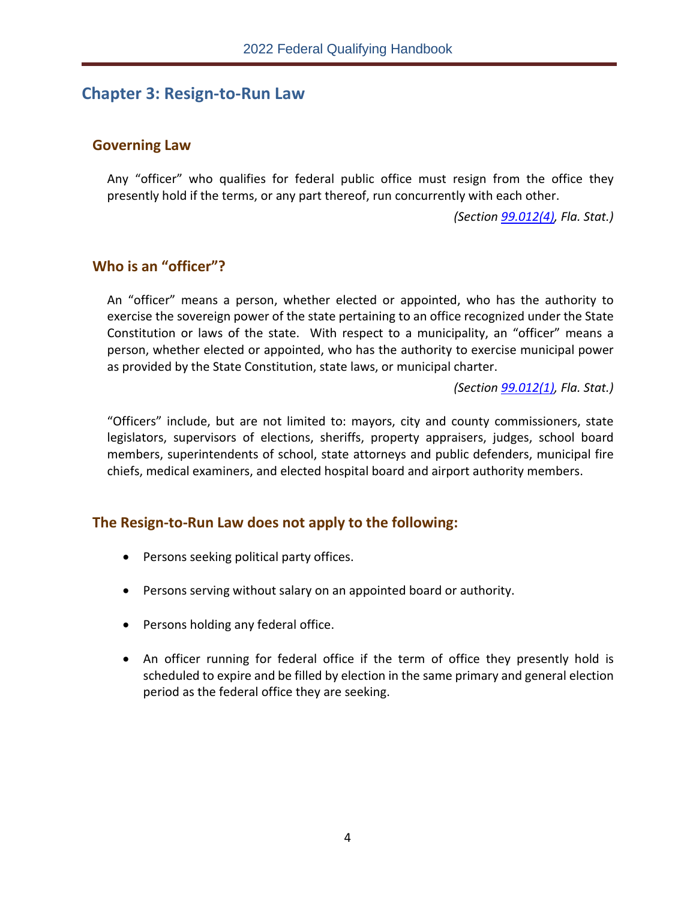## Chapter 3: Resign-to-Run Law

### Governing Law

Any "officer" who qualifies for federal public office must resign from the office they presently hold if the terms, or any part thereof, run concurrently with each other.

*(Section [99.012(4)](), Fla. Stat.)*

### Who is an "officer"?

An "officer" means a person, whether elected or appointed, who has the authority to exercise the sovereign power of the state pertaining to an office recognized under the State Constitution or laws of the state. With respect to a municipality, an "officer" means a person, whether elected or appointed, who has the authority to exercise municipal power as provided by the State Constitution, state laws, or municipal charter.

*(Section [99.012(1)](), Fla. Stat.)*

"Officers" include, but are not limited to: mayors, city and county commissioners, state legislators, supervisors of elections, sheriffs, property appraisers, judges, school board members, superintendents of school, state attorneys and public defenders, municipal fire chiefs, medical examiners, and elected hospital board and airport authority members.

### The Resign-to-Run Law does not apply to the following:

- Persons seeking political party offices.
- Persons serving without salary on an appointed board or authority.
- Persons holding any federal office.
- An officer running for federal office if the term of office they presently hold is scheduled to expire and be filled by election in the same primary and general election period as the federal office they are seeking.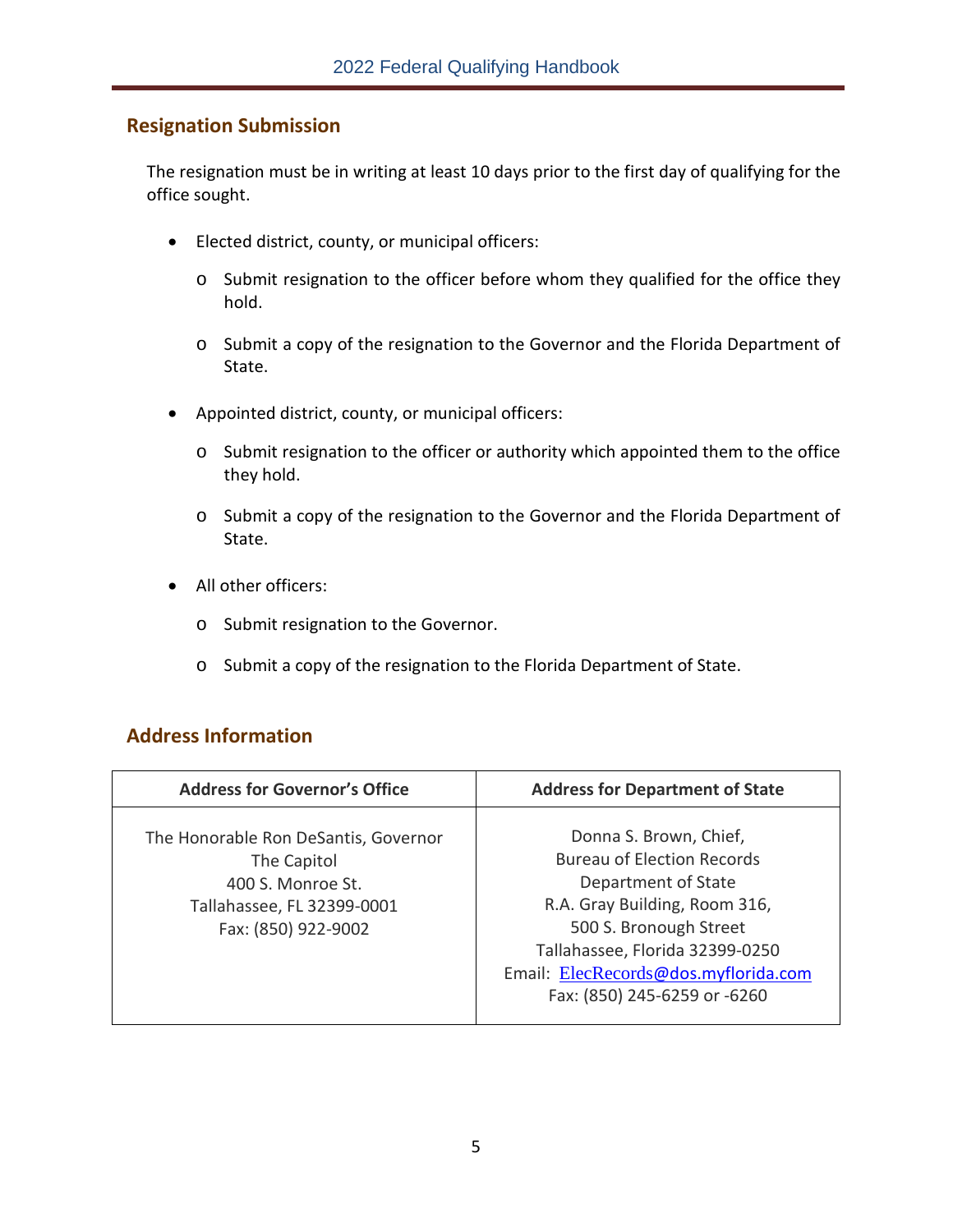## Resignation Submission

The resignation must be in writing at least 10 days prior to the first day of qualifying for the office sought.

- Elected district, county, or municipal officers:
  - Submit resignation to the officer before whom they qualified for the office they hold.
  - Submit a copy of the resignation to the Governor and the Florida Department of State.
- Appointed district, county, or municipal officers:
  - Submit resignation to the officer or authority which appointed them to the office they hold.
  - Submit a copy of the resignation to the Governor and the Florida Department of State.
- All other officers:
  - Submit resignation to the Governor.
  - Submit a copy of the resignation to the Florida Department of State.

## Address Information

| Address for Governor's Office | Address for Department of State |
|---|---|
| The Honorable Ron DeSantis, Governor<br>The Capitol<br>400 S. Monroe St.<br>Tallahassee, FL 32399-0001<br>Fax: (850) 922-9002 | Donna S. Brown, Chief,<br>Bureau of Election Records<br>Department of State<br>R.A. Gray Building, Room 316,<br>500 S. Bronough Street<br>Tallahassee, Florida 32399-0250<br>Email: ElecRecords@dos.myflorida.com<br>Fax: (850) 245-6259 or -6260 |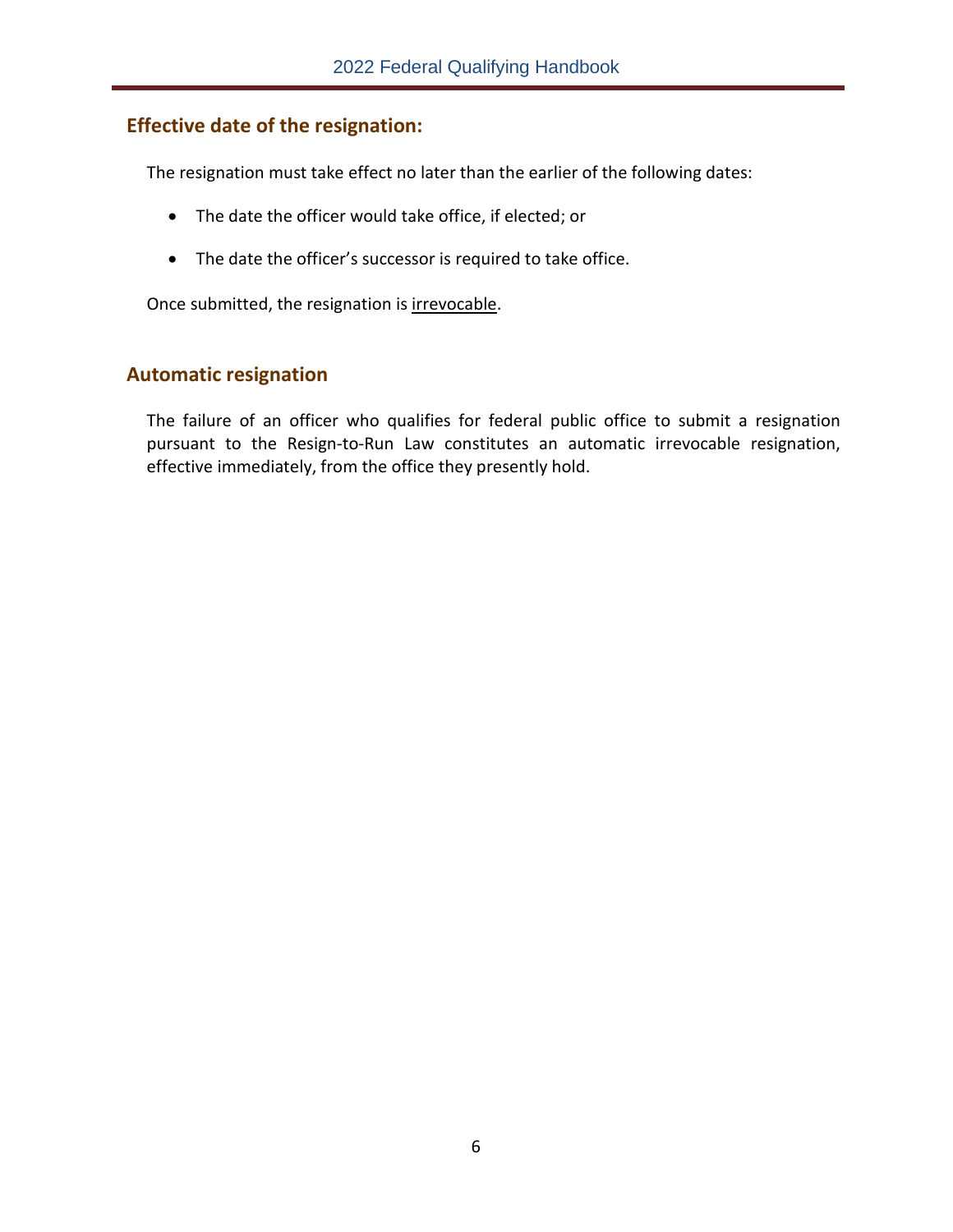## Effective date of the resignation:

The resignation must take effect no later than the earlier of the following dates:

- The date the officer would take office, if elected; or
- The date the officer's successor is required to take office.

Once submitted, the resignation is <u>irrevocable</u>.

## Automatic resignation

The failure of an officer who qualifies for federal public office to submit a resignation pursuant to the Resign-to-Run Law constitutes an automatic irrevocable resignation, effective immediately, from the office they presently hold.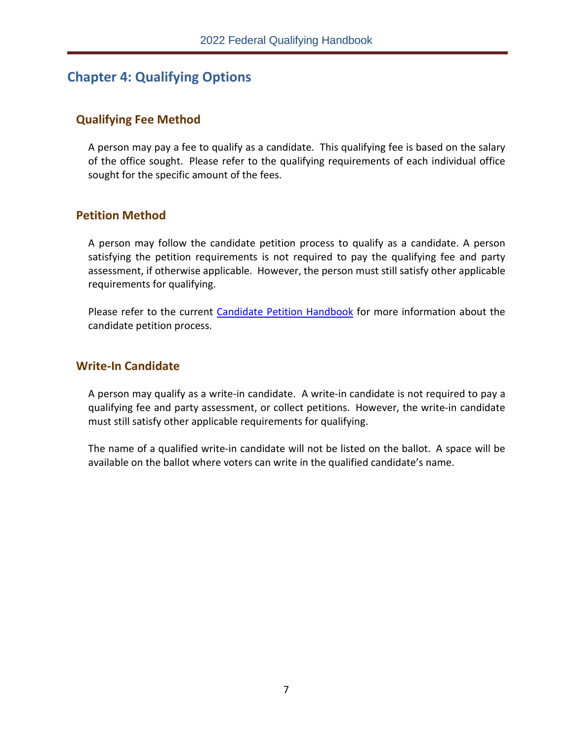# Chapter 4: Qualifying Options

## Qualifying Fee Method

A person may pay a fee to qualify as a candidate. This qualifying fee is based on the salary of the office sought. Please refer to the qualifying requirements of each individual office sought for the specific amount of the fees.

## Petition Method

A person may follow the candidate petition process to qualify as a candidate. A person satisfying the petition requirements is not required to pay the qualifying fee and party assessment, if otherwise applicable. However, the person must still satisfy other applicable requirements for qualifying.

Please refer to the current Candidate Petition Handbook for more information about the candidate petition process.

## Write-In Candidate

A person may qualify as a write-in candidate. A write-in candidate is not required to pay a qualifying fee and party assessment, or collect petitions. However, the write-in candidate must still satisfy other applicable requirements for qualifying.

The name of a qualified write-in candidate will not be listed on the ballot. A space will be available on the ballot where voters can write in the qualified candidate's name.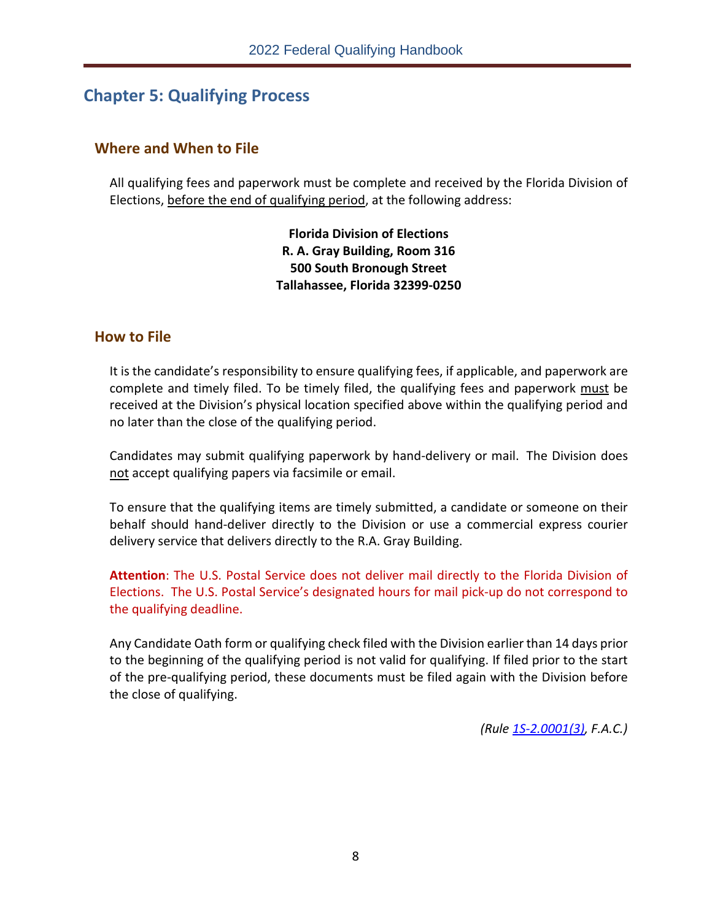# Chapter 5: Qualifying Process

## Where and When to File

All qualifying fees and paperwork must be complete and received by the Florida Division of Elections, before the end of qualifying period, at the following address:

**Florida Division of Elections**
**R. A. Gray Building, Room 316**
**500 South Bronough Street**
**Tallahassee, Florida 32399-0250**

## How to File

It is the candidate's responsibility to ensure qualifying fees, if applicable, and paperwork are complete and timely filed. To be timely filed, the qualifying fees and paperwork must be received at the Division's physical location specified above within the qualifying period and no later than the close of the qualifying period.

Candidates may submit qualifying paperwork by hand-delivery or mail. The Division does not accept qualifying papers via facsimile or email.

To ensure that the qualifying items are timely submitted, a candidate or someone on their behalf should hand-deliver directly to the Division or use a commercial express courier delivery service that delivers directly to the R.A. Gray Building.

**Attention**: The U.S. Postal Service does not deliver mail directly to the Florida Division of Elections. The U.S. Postal Service's designated hours for mail pick-up do not correspond to the qualifying deadline.

Any Candidate Oath form or qualifying check filed with the Division earlier than 14 days prior to the beginning of the qualifying period is not valid for qualifying. If filed prior to the start of the pre-qualifying period, these documents must be filed again with the Division before the close of qualifying.

*(Rule 1S-2.0001(3), F.A.C.)*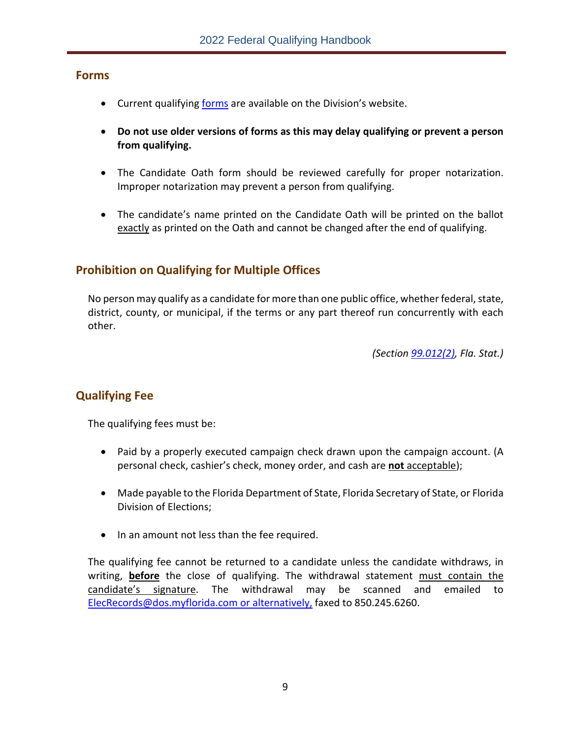## Forms

- Current qualifying forms are available on the Division's website.
- **Do not use older versions of forms as this may delay qualifying or prevent a person from qualifying.**
- The Candidate Oath form should be reviewed carefully for proper notarization. Improper notarization may prevent a person from qualifying.
- The candidate's name printed on the Candidate Oath will be printed on the ballot exactly as printed on the Oath and cannot be changed after the end of qualifying.

## Prohibition on Qualifying for Multiple Offices

No person may qualify as a candidate for more than one public office, whether federal, state, district, county, or municipal, if the terms or any part thereof run concurrently with each other.

*(Section 99.012(2), Fla. Stat.)*

## Qualifying Fee

The qualifying fees must be:

- Paid by a properly executed campaign check drawn upon the campaign account. (A personal check, cashier's check, money order, and cash are **not** acceptable);
- Made payable to the Florida Department of State, Florida Secretary of State, or Florida Division of Elections;
- In an amount not less than the fee required.

The qualifying fee cannot be returned to a candidate unless the candidate withdraws, in writing, **before** the close of qualifying. The withdrawal statement must contain the candidate's signature. The withdrawal may be scanned and emailed to ElecRecords@dos.myflorida.com or alternatively, faxed to 850.245.6260.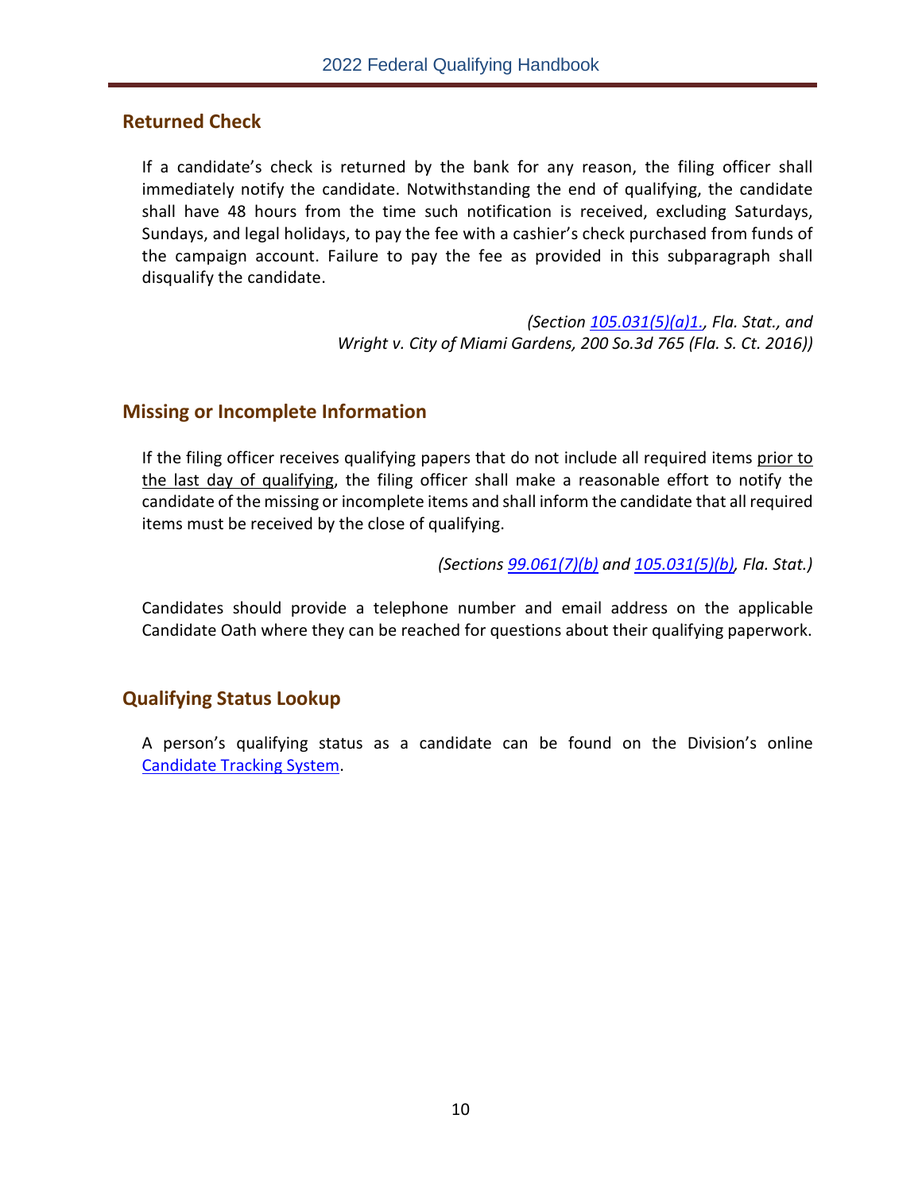## Returned Check

If a candidate's check is returned by the bank for any reason, the filing officer shall immediately notify the candidate. Notwithstanding the end of qualifying, the candidate shall have 48 hours from the time such notification is received, excluding Saturdays, Sundays, and legal holidays, to pay the fee with a cashier's check purchased from funds of the campaign account. Failure to pay the fee as provided in this subparagraph shall disqualify the candidate.

*(Section 105.031(5)(a)1., Fla. Stat., and Wright v. City of Miami Gardens, 200 So.3d 765 (Fla. S. Ct. 2016))*

## Missing or Incomplete Information

If the filing officer receives qualifying papers that do not include all required items prior to the last day of qualifying, the filing officer shall make a reasonable effort to notify the candidate of the missing or incomplete items and shall inform the candidate that all required items must be received by the close of qualifying.

*(Sections 99.061(7)(b) and 105.031(5)(b), Fla. Stat.)*

Candidates should provide a telephone number and email address on the applicable Candidate Oath where they can be reached for questions about their qualifying paperwork.

## Qualifying Status Lookup

A person's qualifying status as a candidate can be found on the Division's online Candidate Tracking System.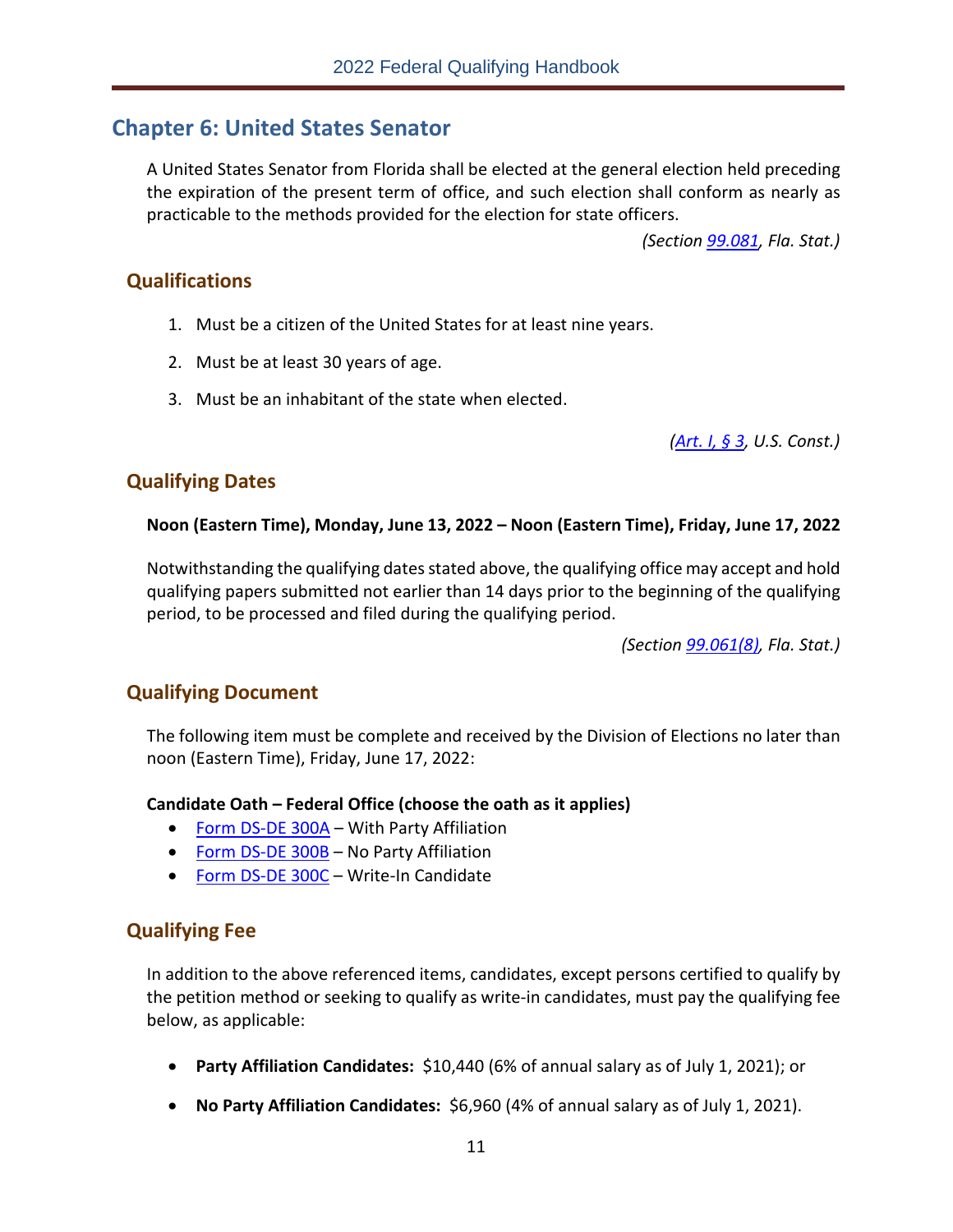## Chapter 6: United States Senator

A United States Senator from Florida shall be elected at the general election held preceding the expiration of the present term of office, and such election shall conform as nearly as practicable to the methods provided for the election for state officers.

*(Section 99.081, Fla. Stat.)*

### Qualifications

1. Must be a citizen of the United States for at least nine years.
2. Must be at least 30 years of age.
3. Must be an inhabitant of the state when elected.

*(Art. I, § 3, U.S. Const.)*

### Qualifying Dates

**Noon (Eastern Time), Monday, June 13, 2022 – Noon (Eastern Time), Friday, June 17, 2022**

Notwithstanding the qualifying dates stated above, the qualifying office may accept and hold qualifying papers submitted not earlier than 14 days prior to the beginning of the qualifying period, to be processed and filed during the qualifying period.

*(Section 99.061(8), Fla. Stat.)*

### Qualifying Document

The following item must be complete and received by the Division of Elections no later than noon (Eastern Time), Friday, June 17, 2022:

**Candidate Oath – Federal Office (choose the oath as it applies)**

- Form DS-DE 300A – With Party Affiliation
- Form DS-DE 300B – No Party Affiliation
- Form DS-DE 300C – Write-In Candidate

### Qualifying Fee

In addition to the above referenced items, candidates, except persons certified to qualify by the petition method or seeking to qualify as write-in candidates, must pay the qualifying fee below, as applicable:

- **Party Affiliation Candidates:** $10,440 (6% of annual salary as of July 1, 2021); or
- **No Party Affiliation Candidates:** $6,960 (4% of annual salary as of July 1, 2021).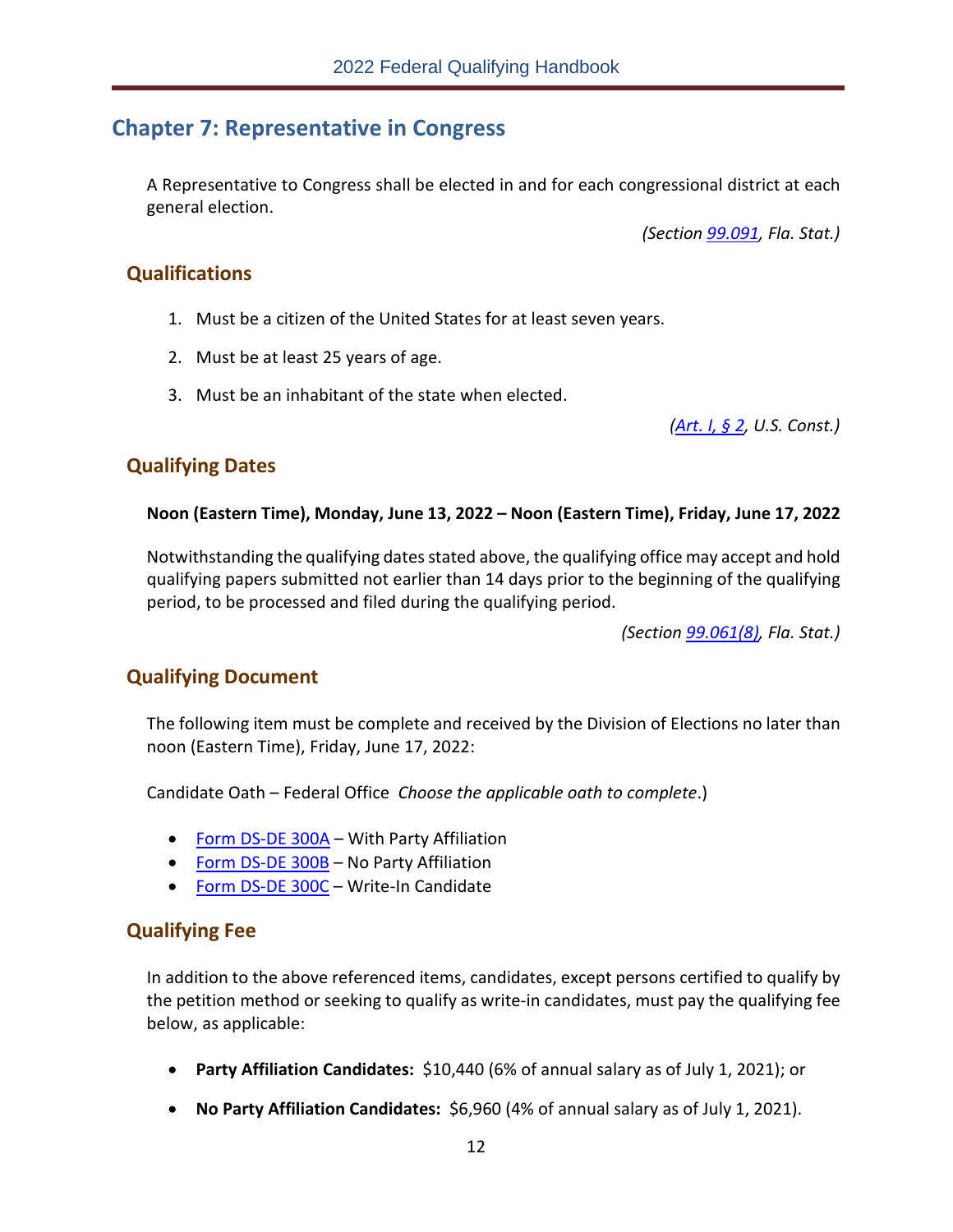# Chapter 7: Representative in Congress

A Representative to Congress shall be elected in and for each congressional district at each general election.

*(Section 99.091, Fla. Stat.)*

## Qualifications

1. Must be a citizen of the United States for at least seven years.
2. Must be at least 25 years of age.
3. Must be an inhabitant of the state when elected.

*(Art. I, § 2, U.S. Const.)*

## Qualifying Dates

**Noon (Eastern Time), Monday, June 13, 2022 – Noon (Eastern Time), Friday, June 17, 2022**

Notwithstanding the qualifying dates stated above, the qualifying office may accept and hold qualifying papers submitted not earlier than 14 days prior to the beginning of the qualifying period, to be processed and filed during the qualifying period.

*(Section 99.061(8), Fla. Stat.)*

## Qualifying Document

The following item must be complete and received by the Division of Elections no later than noon (Eastern Time), Friday, June 17, 2022:

Candidate Oath – Federal Office *Choose the applicable oath to complete*.)

- Form DS-DE 300A – With Party Affiliation
- Form DS-DE 300B – No Party Affiliation
- Form DS-DE 300C – Write-In Candidate

## Qualifying Fee

In addition to the above referenced items, candidates, except persons certified to qualify by the petition method or seeking to qualify as write-in candidates, must pay the qualifying fee below, as applicable:

- **Party Affiliation Candidates:** $10,440 (6% of annual salary as of July 1, 2021); or
- **No Party Affiliation Candidates:** $6,960 (4% of annual salary as of July 1, 2021).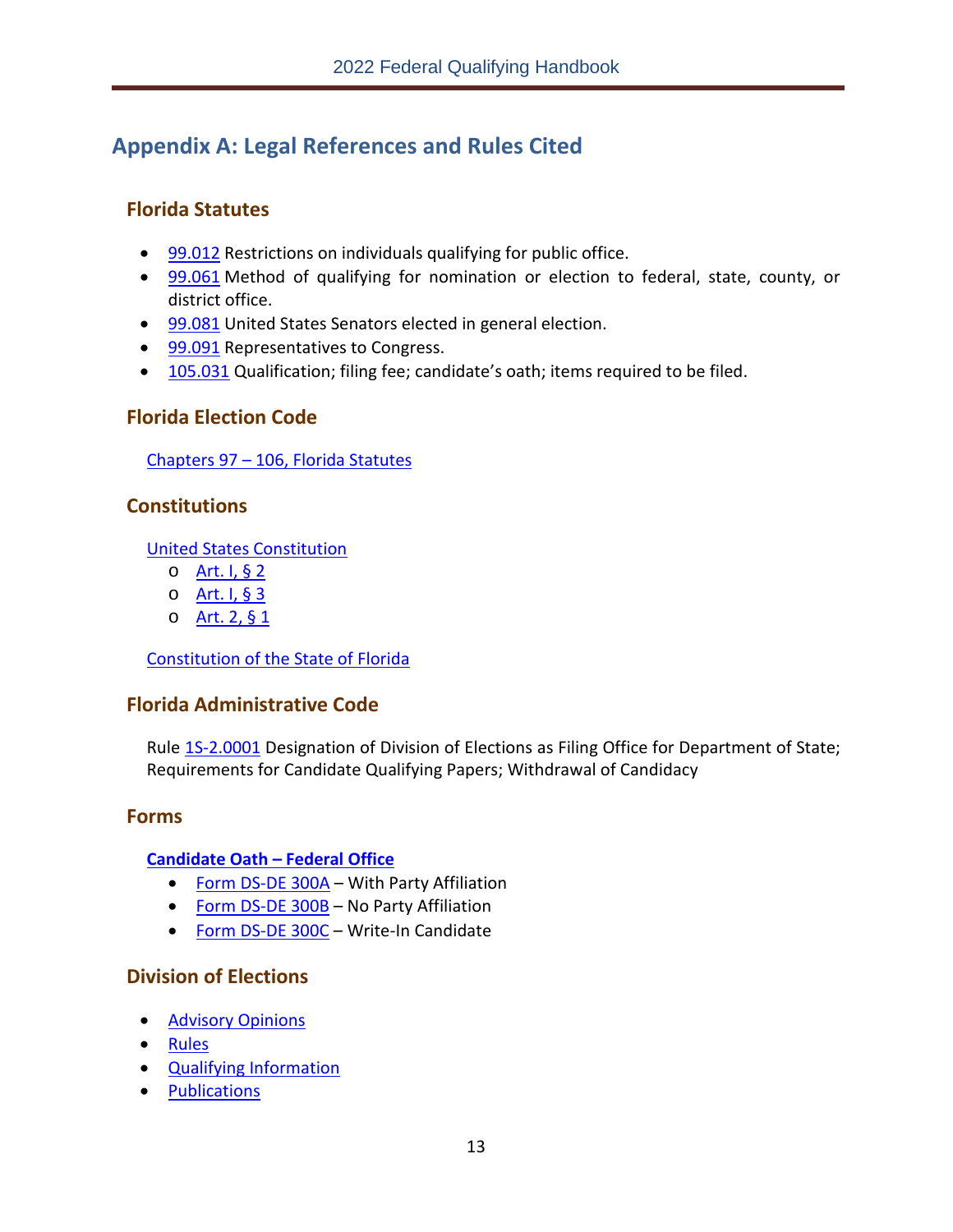# Appendix A: Legal References and Rules Cited

## Florida Statutes

- 99.012 Restrictions on individuals qualifying for public office.
- 99.061 Method of qualifying for nomination or election to federal, state, county, or district office.
- 99.081 United States Senators elected in general election.
- 99.091 Representatives to Congress.
- 105.031 Qualification; filing fee; candidate's oath; items required to be filed.

## Florida Election Code

Chapters 97 – 106, Florida Statutes

## Constitutions

United States Constitution

- Art. I, § 2
- Art. I, § 3
- Art. 2, § 1

Constitution of the State of Florida

## Florida Administrative Code

Rule 1S-2.0001 Designation of Division of Elections as Filing Office for Department of State; Requirements for Candidate Qualifying Papers; Withdrawal of Candidacy

## Forms

**Candidate Oath – Federal Office**

- Form DS-DE 300A – With Party Affiliation
- Form DS-DE 300B – No Party Affiliation
- Form DS-DE 300C – Write-In Candidate

## Division of Elections

- Advisory Opinions
- Rules
- Qualifying Information
- Publications